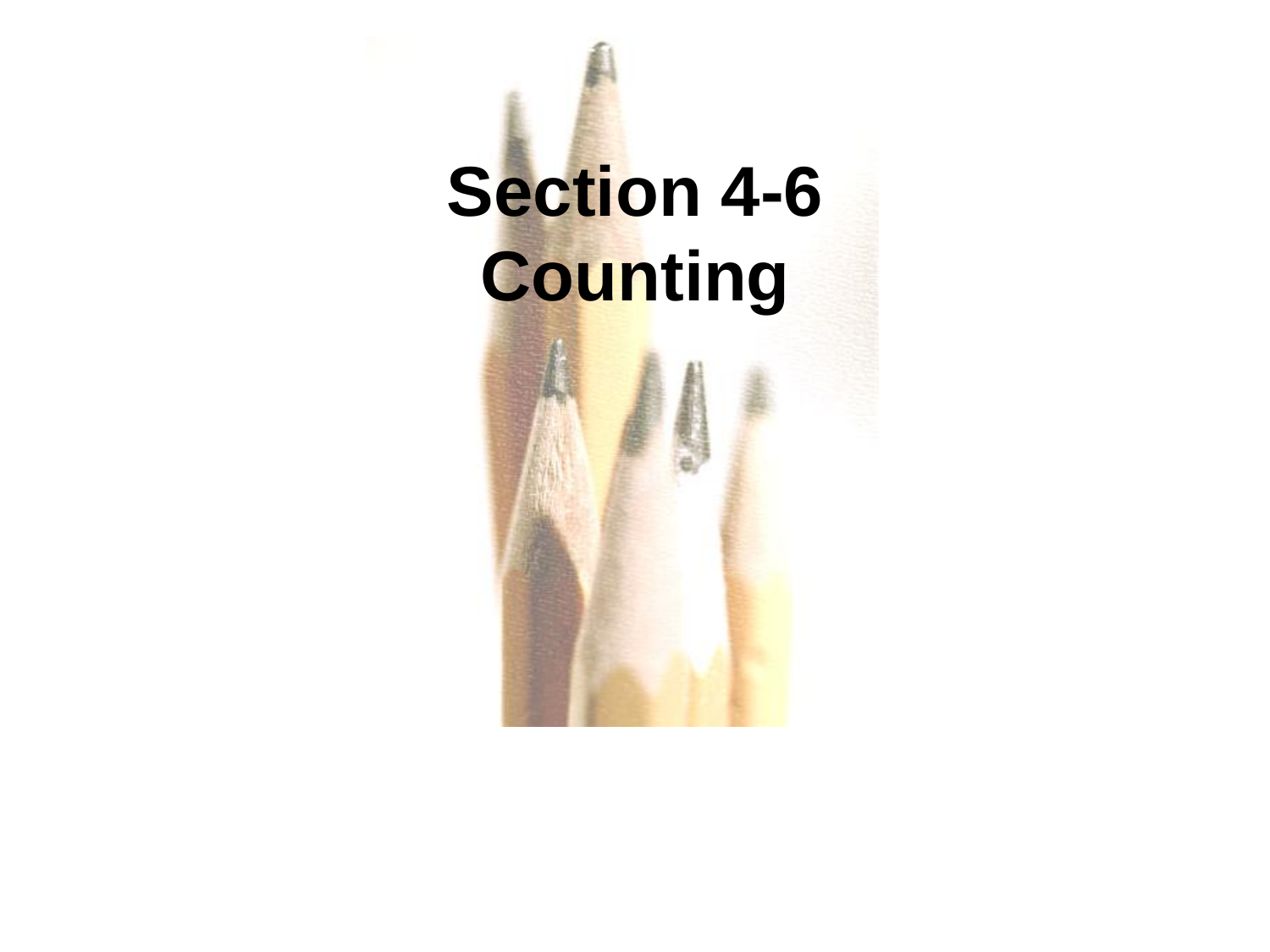# Section 4-6
# Counting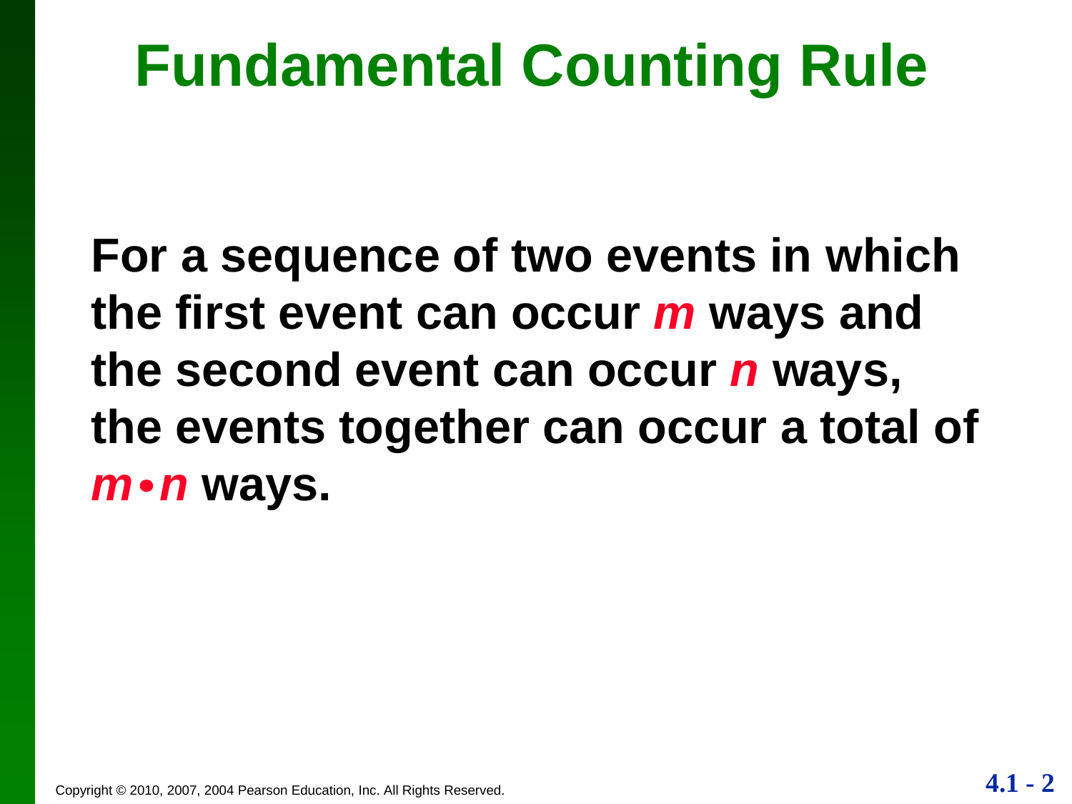# Fundamental Counting Rule

**For a sequence of two events in which the first event can occur $m$ ways and the second event can occur $n$ ways, the events together can occur a total of $m \cdot n$ ways.**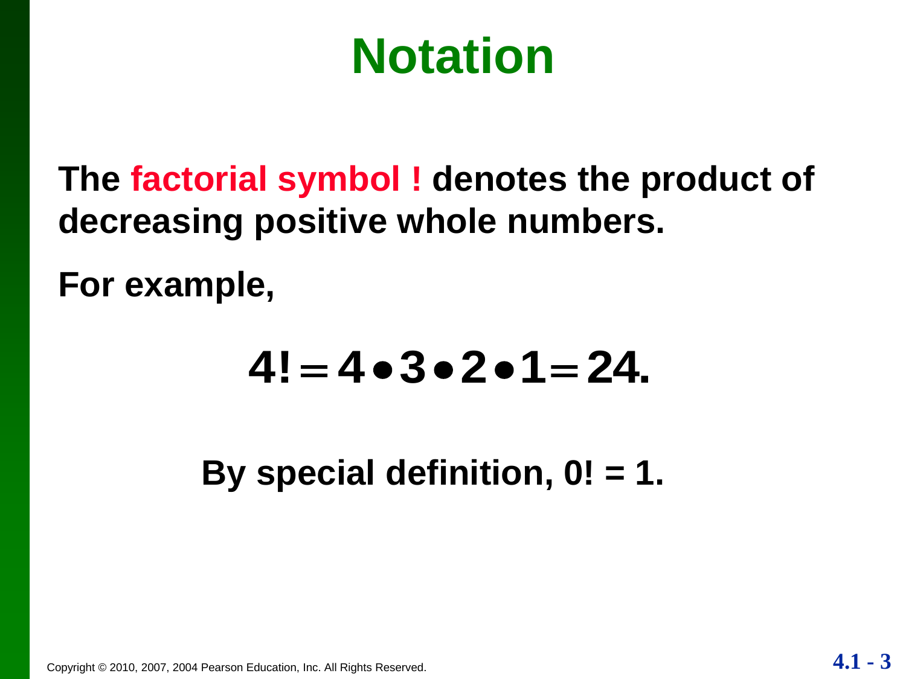# Notation

**The factorial symbol ! denotes the product of decreasing positive whole numbers.**

**For example,**

$$4! = 4 \bullet 3 \bullet 2 \bullet 1 = 24.$$

**By special definition, 0! = 1.**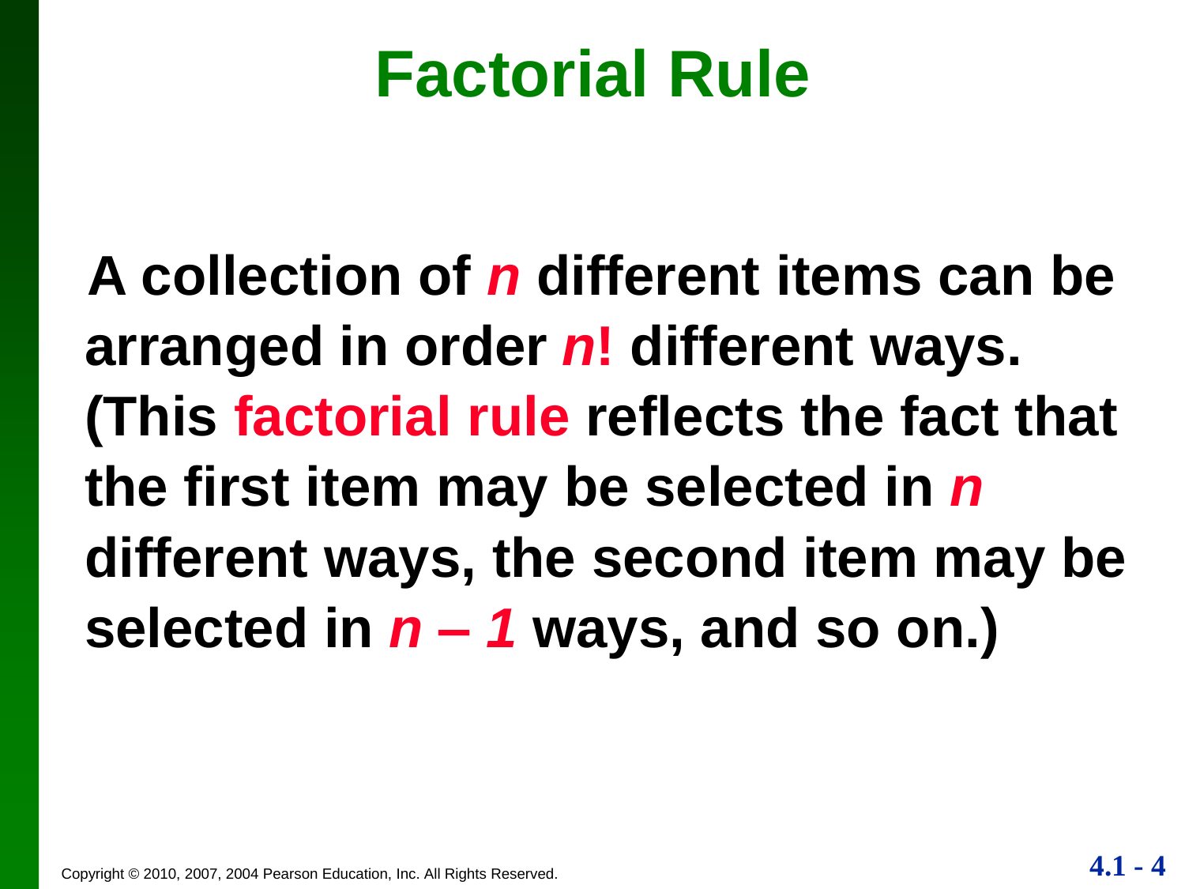# Factorial Rule

**A collection of $n$ different items can be arranged in order $n!$ different ways. (This factorial rule reflects the fact that the first item may be selected in $n$ different ways, the second item may be selected in $n - 1$ ways, and so on.)**

Copyright © 2010, 2007, 2004 Pearson Education, Inc. All Rights Reserved.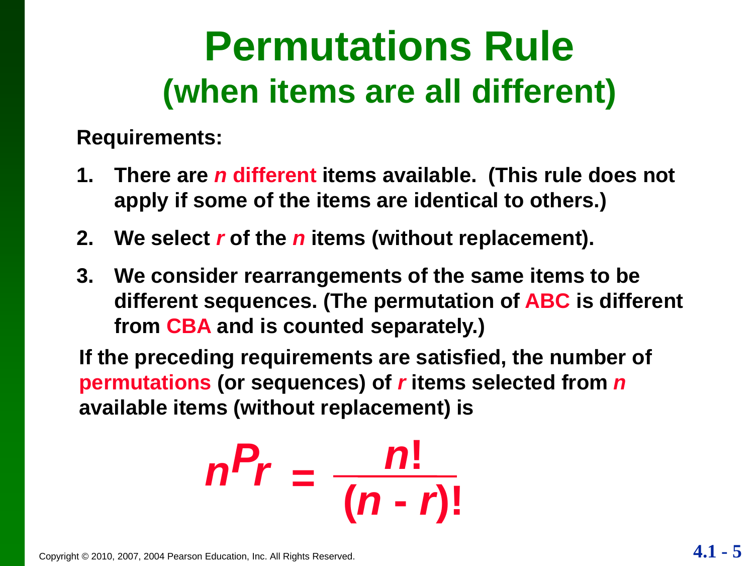# Permutations Rule
## (when items are all different)

**Requirements:**

1. **There are *n* different items available. (This rule does not apply if some of the items are identical to others.)**
2. **We select *r* of the *n* items (without replacement).**
3. **We consider rearrangements of the same items to be different sequences. (The permutation of ABC is different from CBA and is counted separately.)**

**If the preceding requirements are satisfied, the number of permutations (or sequences) of *r* items selected from *n* available items (without replacement) is**

$$_nP_r = \frac{n!}{(n-r)!}$$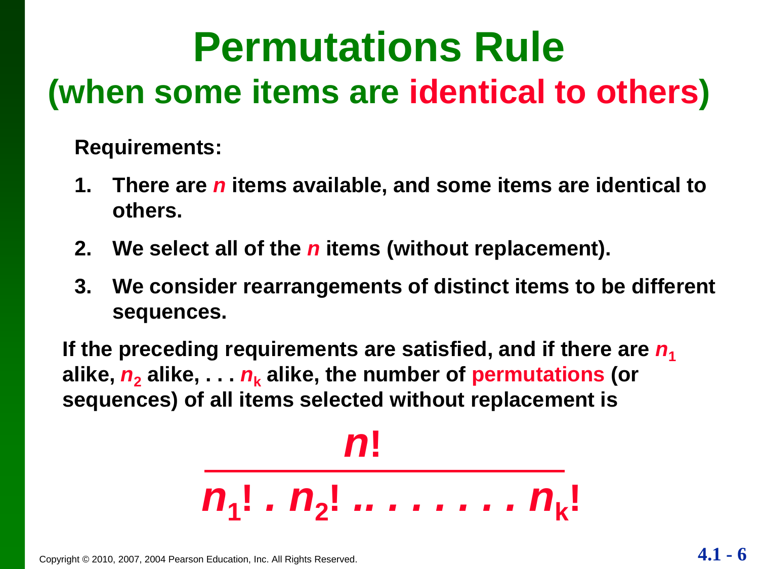# Permutations Rule
## (when some items are identical to others)

**Requirements:**

1. **There are $n$ items available, and some items are identical to others.**
2. **We select all of the $n$ items (without replacement).**
3. **We consider rearrangements of distinct items to be different sequences.**

**If the preceding requirements are satisfied, and if there are $n_1$ alike, $n_2$ alike, . . . $n_k$ alike, the number of permutations (or sequences) of all items selected without replacement is**

$$\frac{n!}{n_1! \cdot n_2! \cdots\cdots n_k!}$$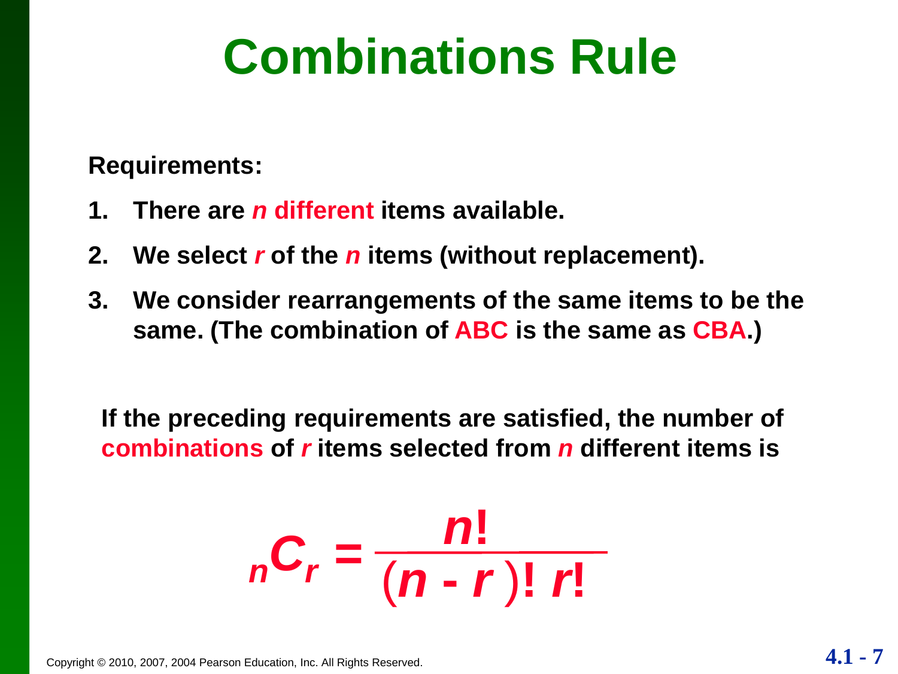# Combinations Rule

**Requirements:**

1. **There are $n$ different items available.**
2. **We select $r$ of the $n$ items (without replacement).**
3. **We consider rearrangements of the same items to be the same. (The combination of ABC is the same as CBA.)**

**If the preceding requirements are satisfied, the number of combinations of $r$ items selected from $n$ different items is**

$$_nC_r = \frac{n!}{(n - r)!\, r!}$$

Copyright © 2010, 2007, 2004 Pearson Education, Inc. All Rights Reserved.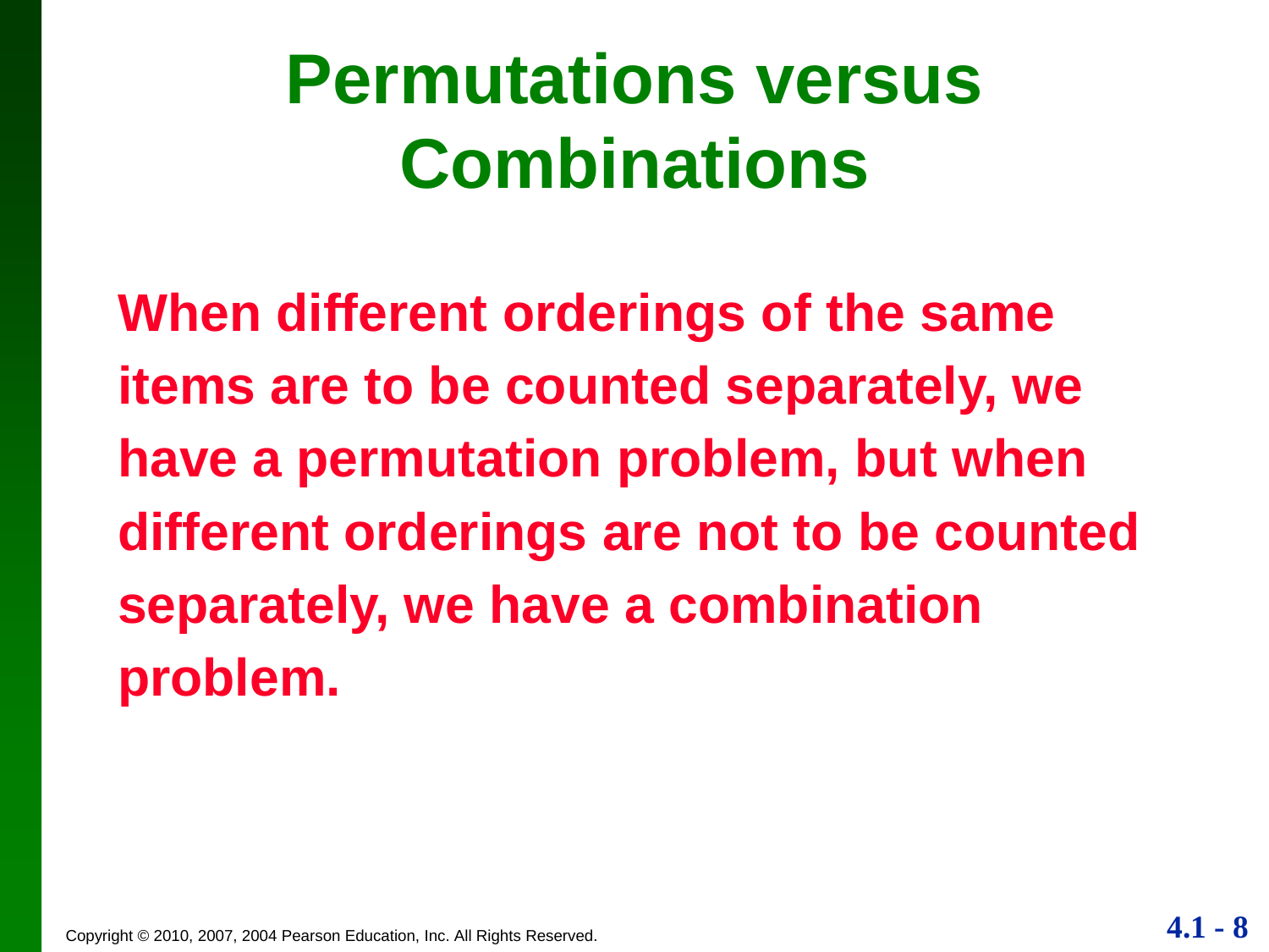# Permutations versus Combinations

**When different orderings of the same items are to be counted separately, we have a permutation problem, but when different orderings are not to be counted separately, we have a combination problem.**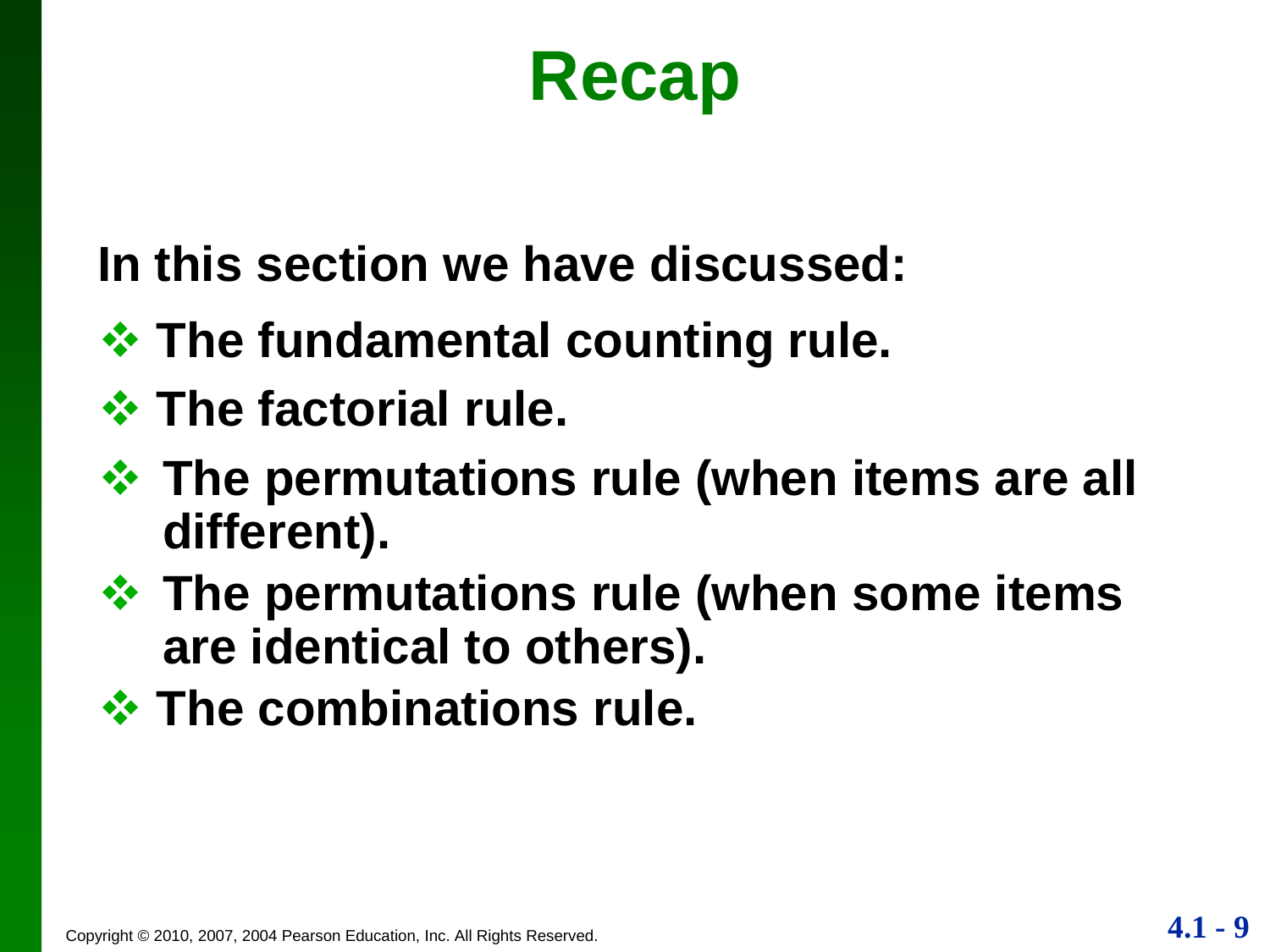# Recap

**In this section we have discussed:**

- **The fundamental counting rule.**
- **The factorial rule.**
- **The permutations rule (when items are all different).**
- **The permutations rule (when some items are identical to others).**
- **The combinations rule.**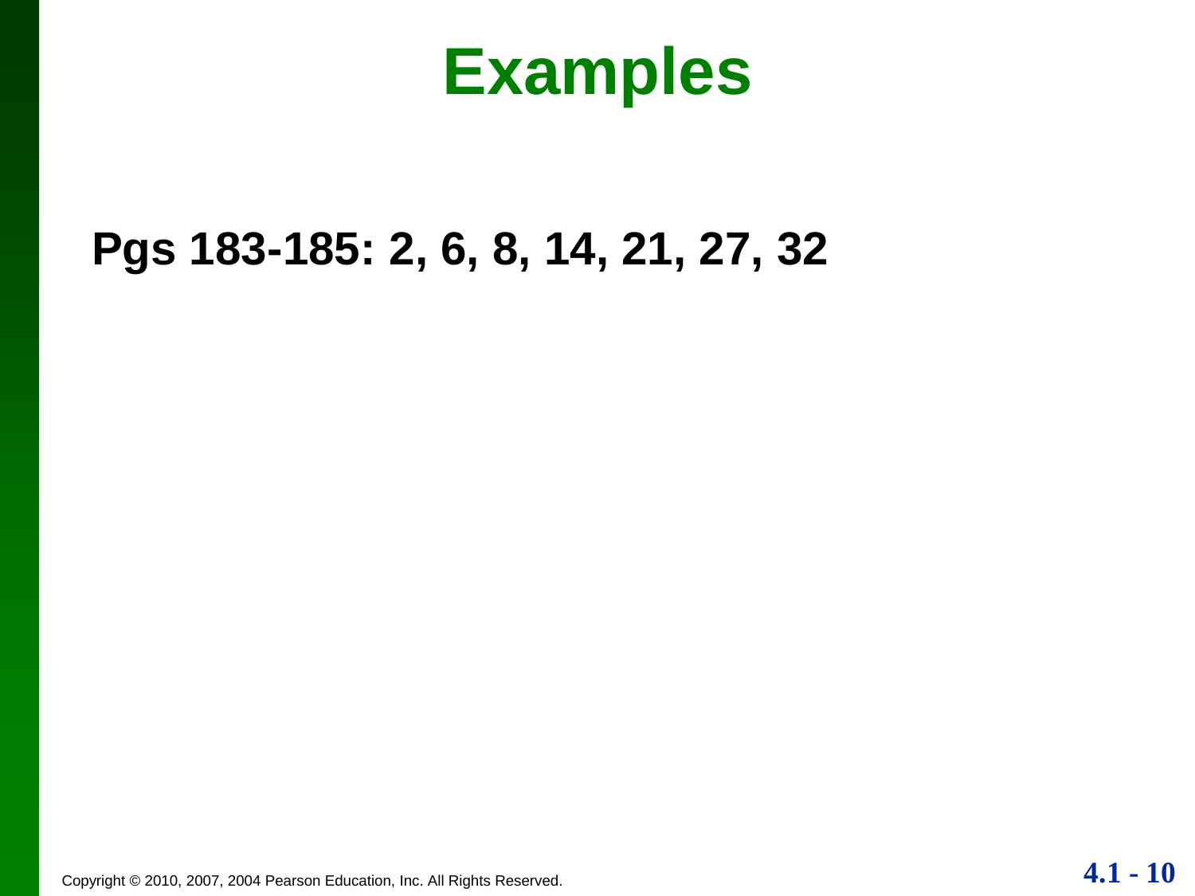# Examples

**Pgs 183-185: 2, 6, 8, 14, 21, 27, 32**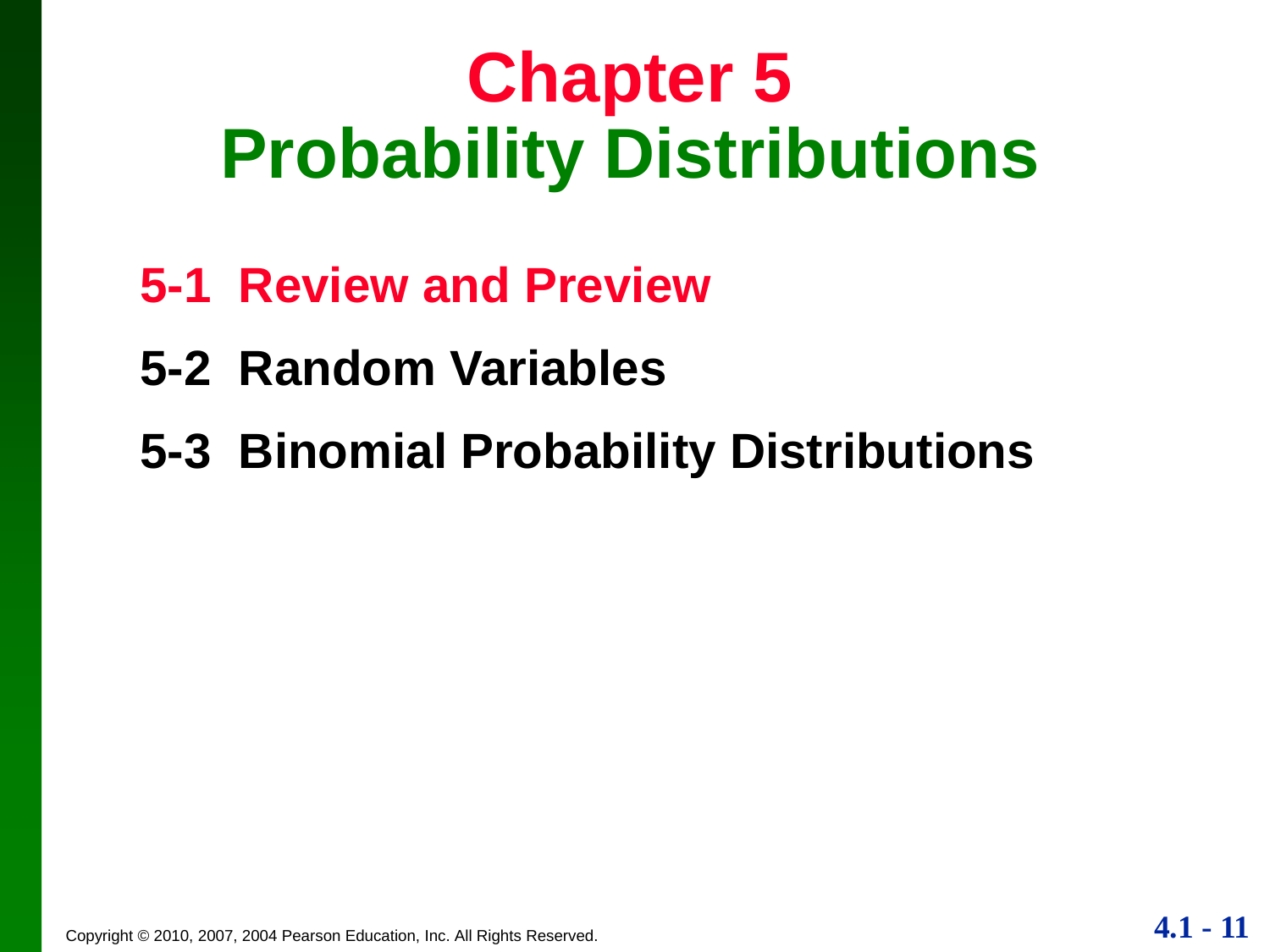# Chapter 5
# Probability Distributions

**5-1 Review and Preview**

**5-2 Random Variables**

**5-3 Binomial Probability Distributions**

Copyright © 2010, 2007, 2004 Pearson Education, Inc. All Rights Reserved.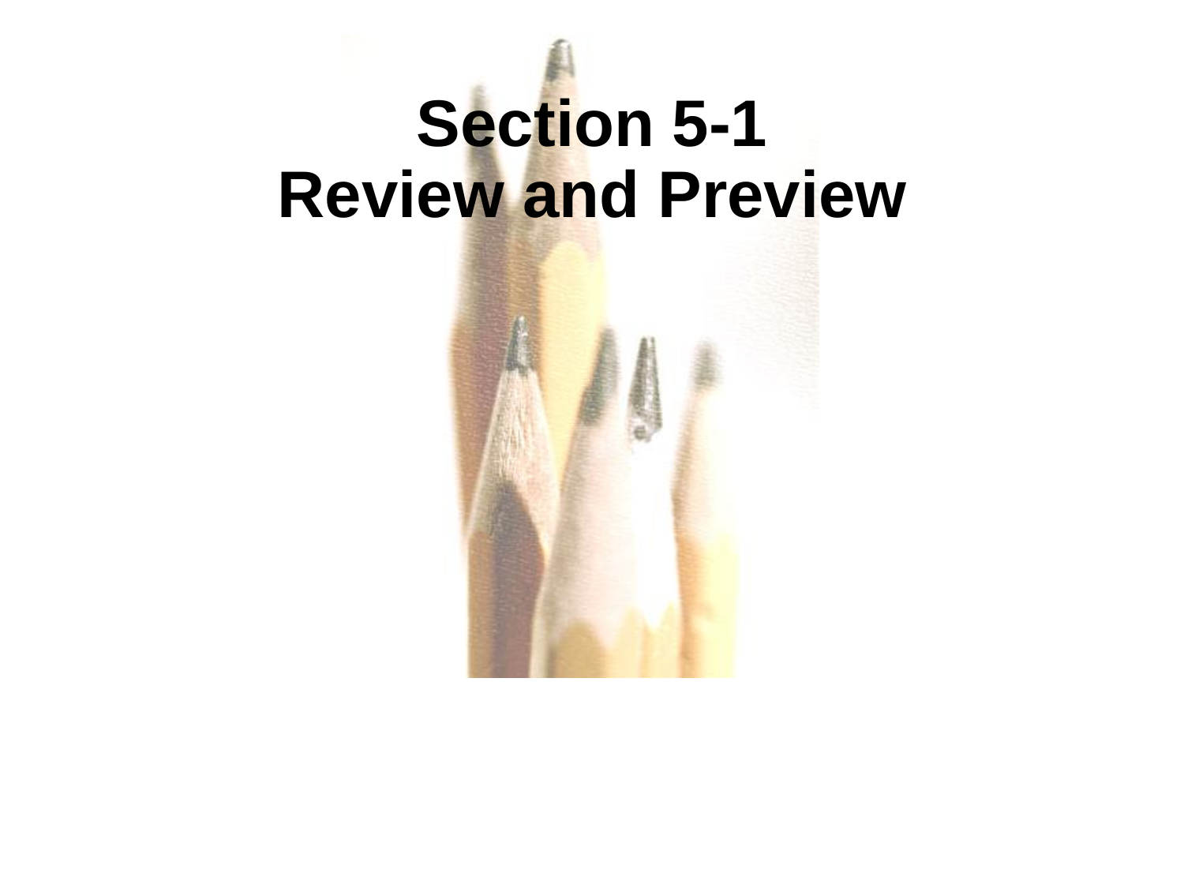# Section 5-1
# Review and Preview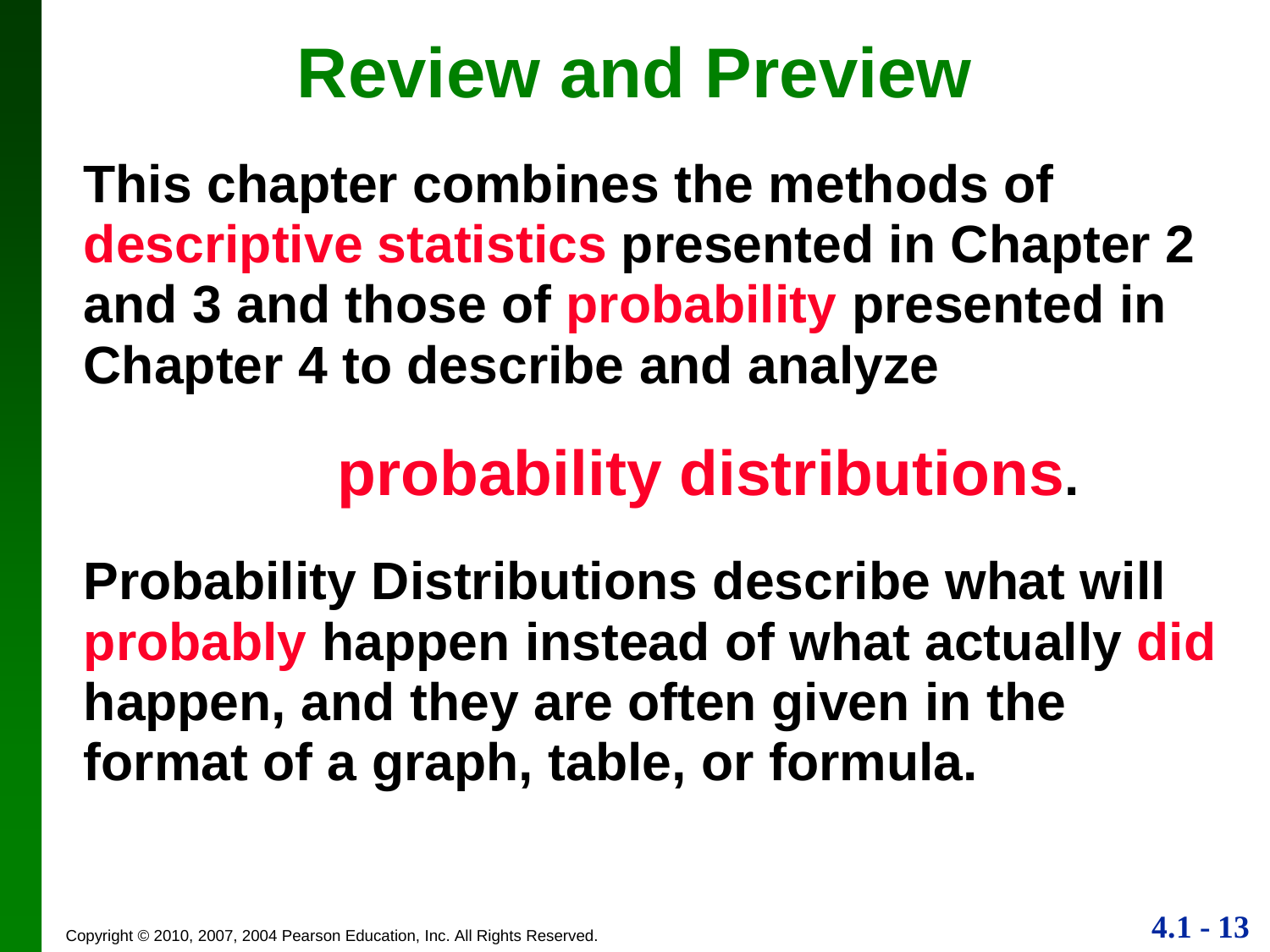# Review and Preview

**This chapter combines the methods of descriptive statistics presented in Chapter 2 and 3 and those of probability presented in Chapter 4 to describe and analyze**

**probability distributions.**

**Probability Distributions describe what will probably happen instead of what actually did happen, and they are often given in the format of a graph, table, or formula.**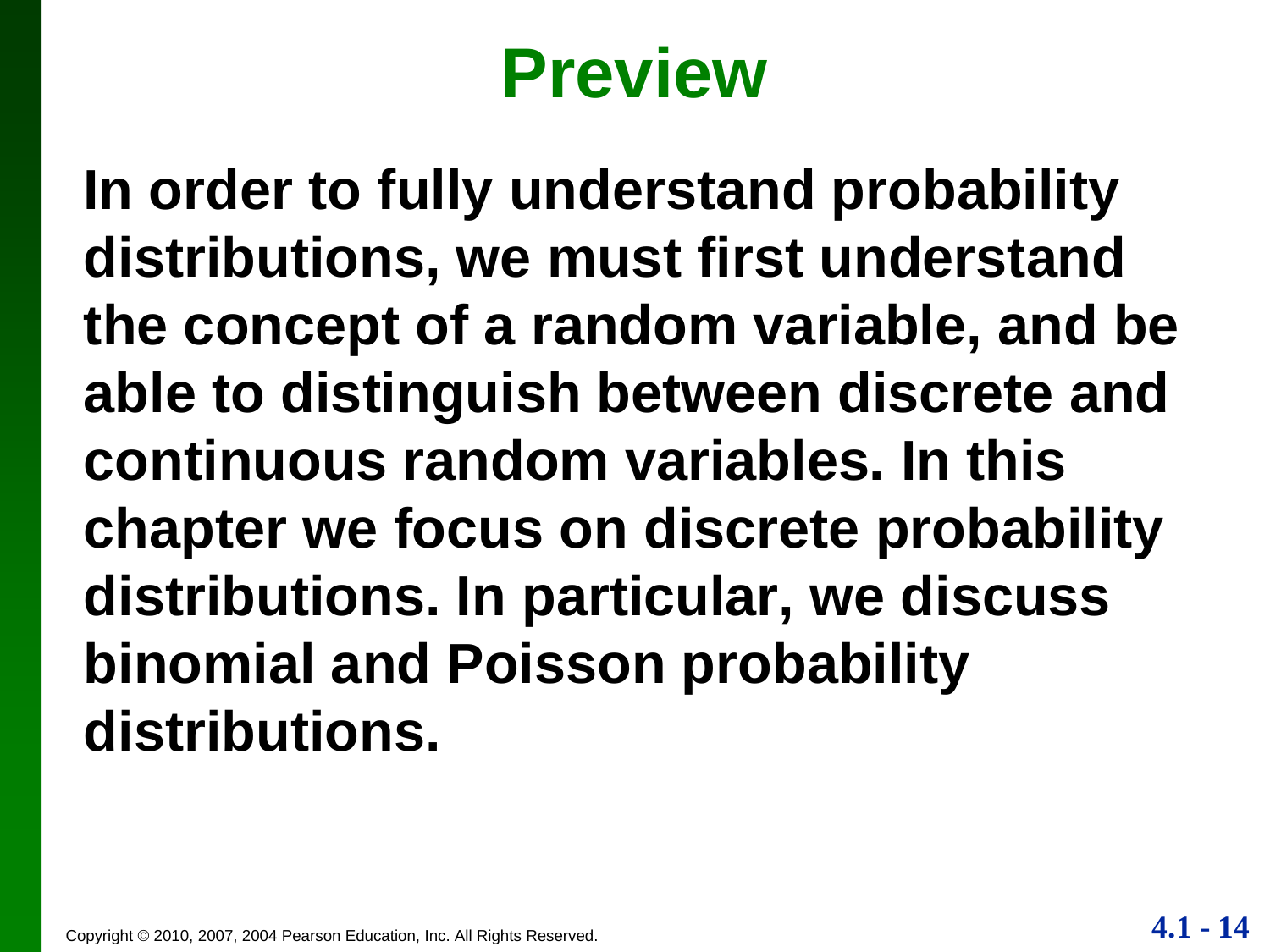# Preview

**In order to fully understand probability distributions, we must first understand the concept of a random variable, and be able to distinguish between discrete and continuous random variables. In this chapter we focus on discrete probability distributions. In particular, we discuss binomial and Poisson probability distributions.**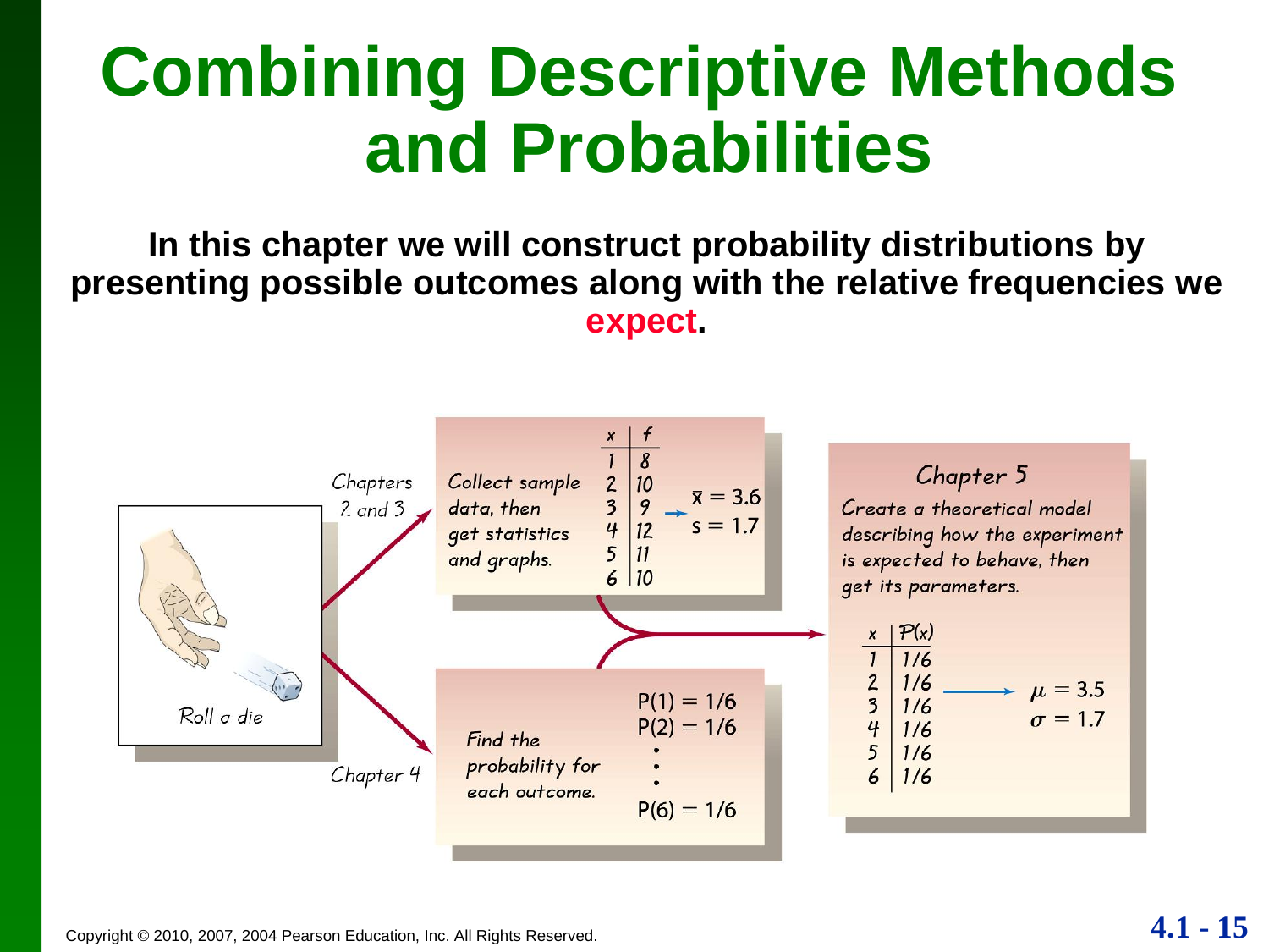# Combining Descriptive Methods and Probabilities

**In this chapter we will construct probability distributions by presenting possible outcomes along with the relative frequencies we expect.**

Roll a die

Chapters 2 and 3

Collect sample data, then get statistics and graphs.

| x | f |
|---|---|
| 1 | 8 |
| 2 | 10 |
| 3 | 9 |
| 4 | 12 |
| 5 | 11 |
| 6 | 10 |

$\bar{x} = 3.6$
$s = 1.7$

Chapter 4

Find the probability for each outcome.

$P(1) = 1/6$
$P(2) = 1/6$
⋮
$P(6) = 1/6$

Chapter 5

Create a theoretical model describing how the experiment is expected to behave, then get its parameters.

| x | P(x) |
|---|---|
| 1 | 1/6 |
| 2 | 1/6 |
| 3 | 1/6 |
| 4 | 1/6 |
| 5 | 1/6 |
| 6 | 1/6 |

$\mu = 3.5$
$\sigma = 1.7$

Copyright © 2010, 2007, 2004 Pearson Education, Inc. All Rights Reserved.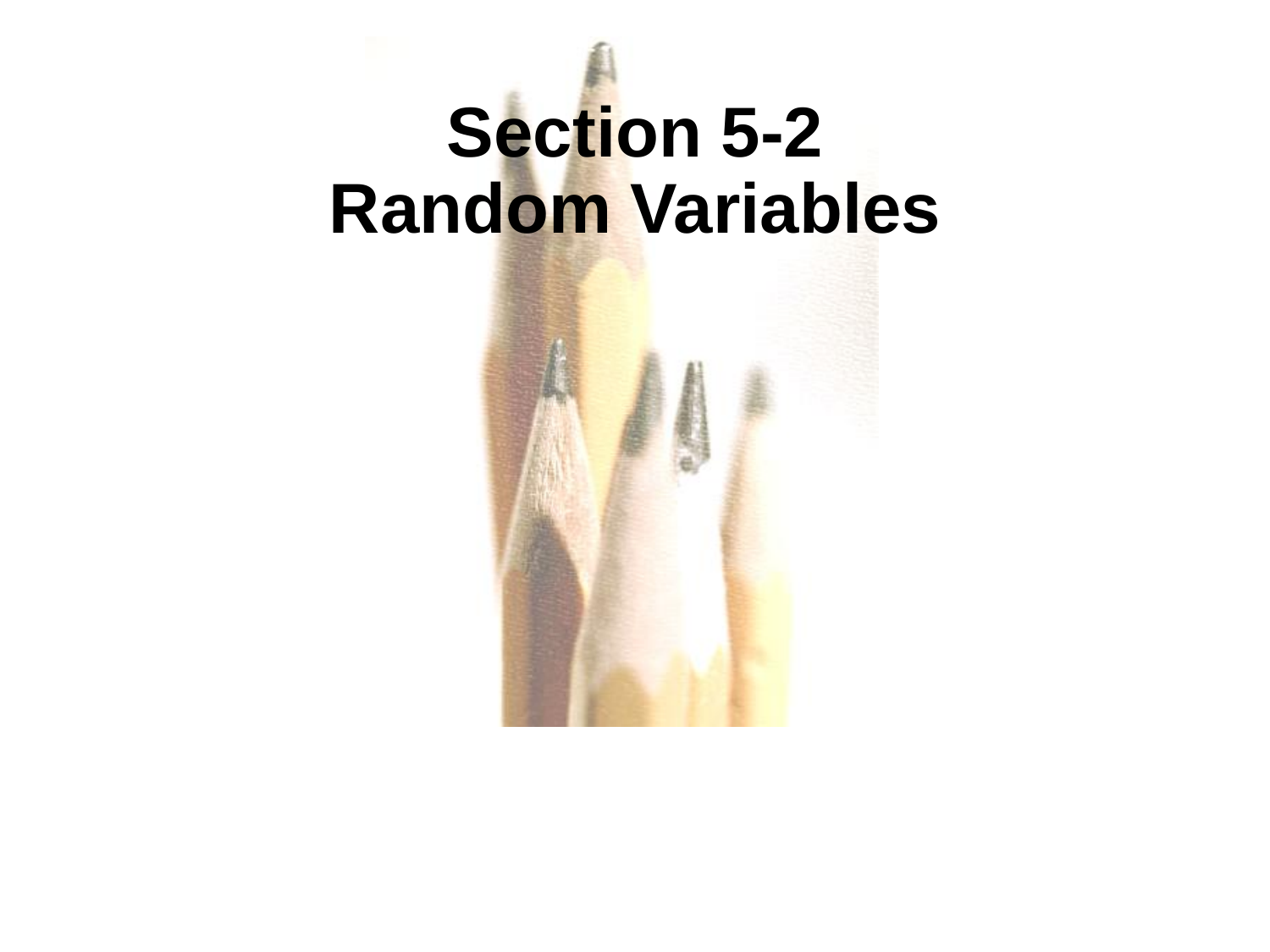# Section 5-2
# Random Variables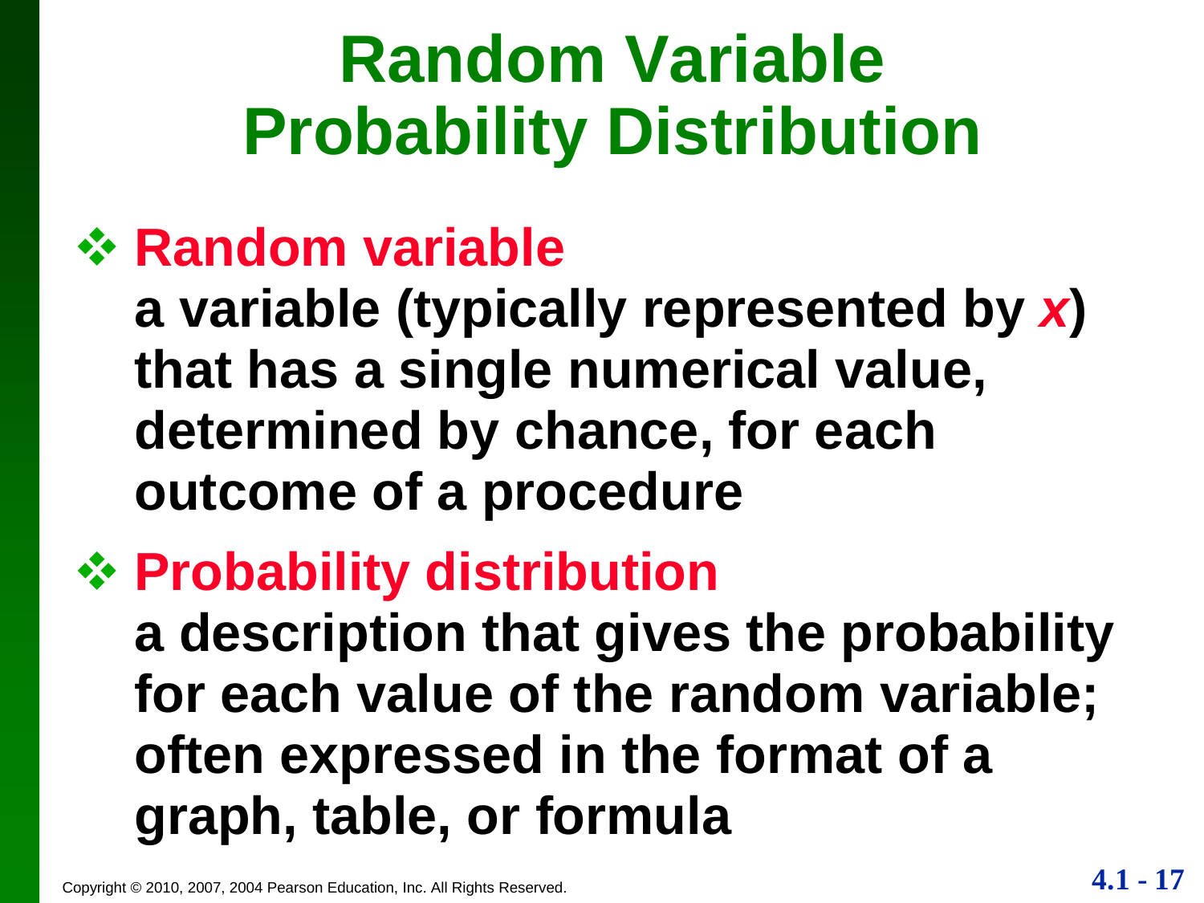# Random Variable Probability Distribution

- **Random variable**

  **a variable (typically represented by *x*) that has a single numerical value, determined by chance, for each outcome of a procedure**

- **Probability distribution**

  **a description that gives the probability for each value of the random variable; often expressed in the format of a graph, table, or formula**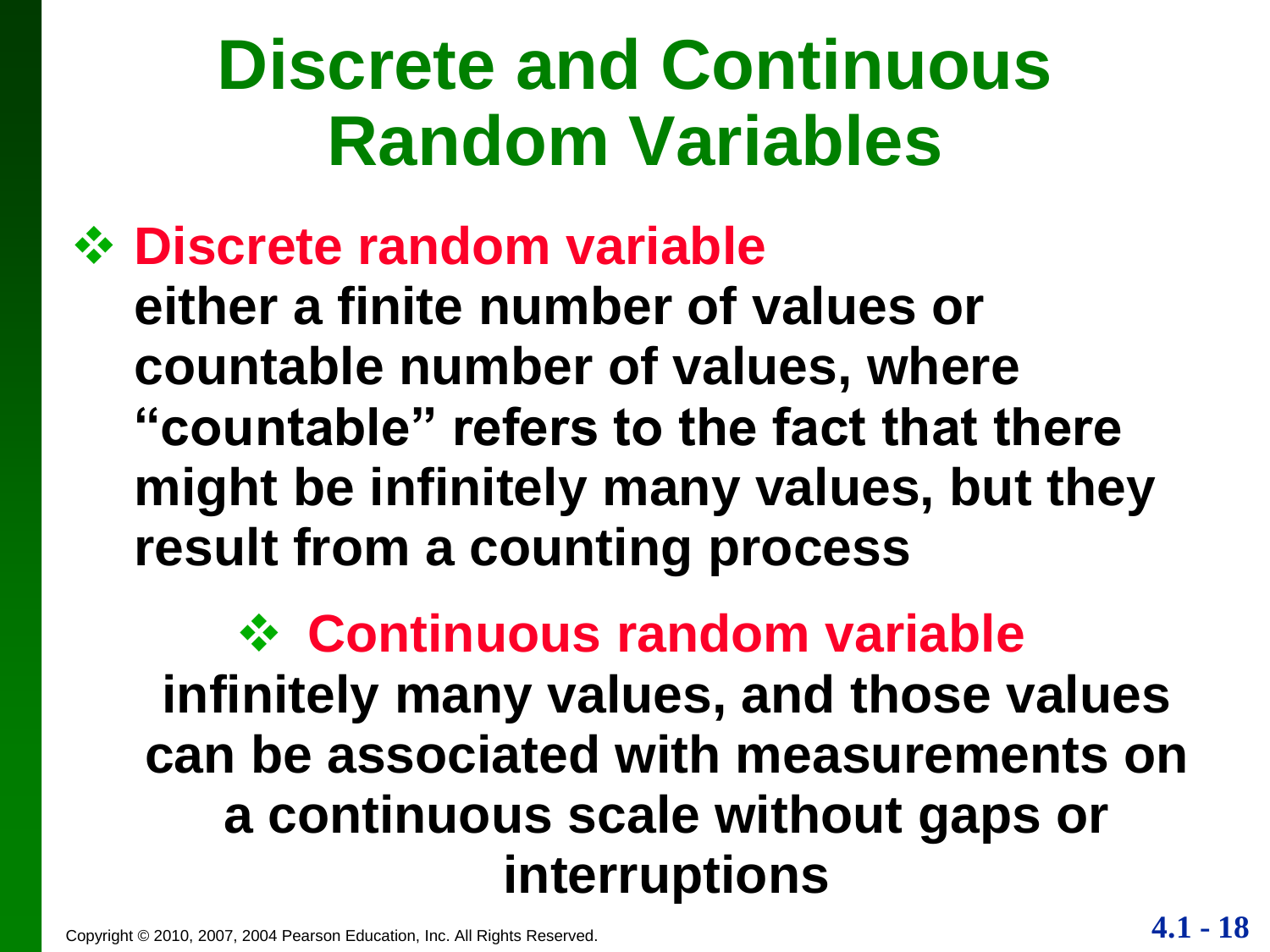# Discrete and Continuous Random Variables

- **Discrete random variable**
  **either a finite number of values or countable number of values, where "countable" refers to the fact that there might be infinitely many values, but they result from a counting process**

- **Continuous random variable**
  **infinitely many values, and those values can be associated with measurements on a continuous scale without gaps or interruptions**

Copyright © 2010, 2007, 2004 Pearson Education, Inc. All Rights Reserved.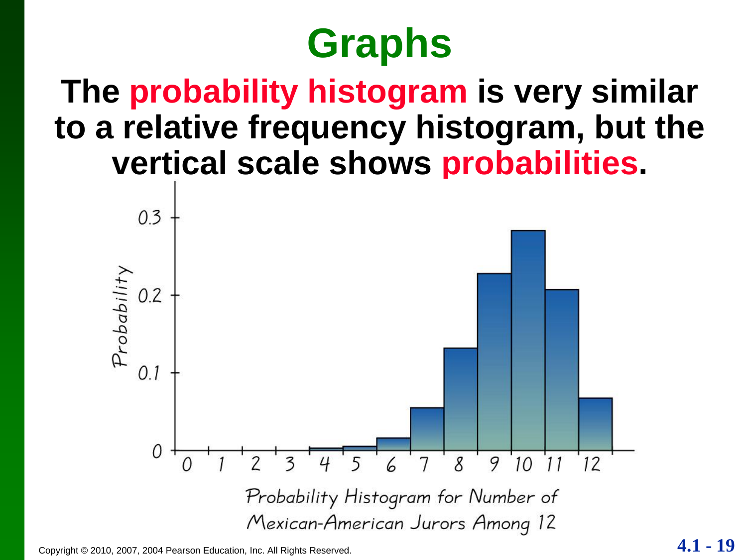# Graphs

**The probability histogram is very similar to a relative frequency histogram, but the vertical scale shows probabilities.**

Probability Histogram for Number of Mexican-American Jurors Among 12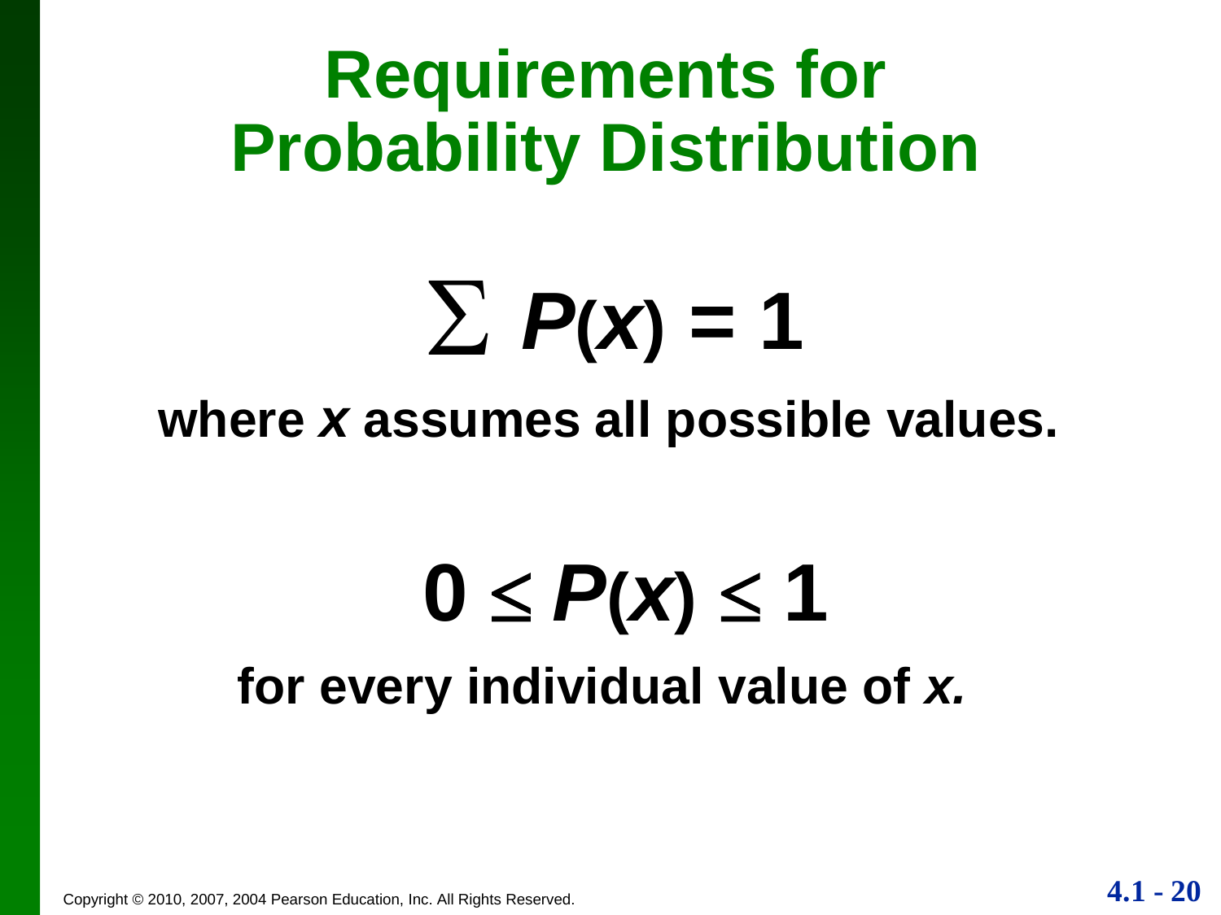# Requirements for Probability Distribution

$$\sum P(x) = 1$$

**where *x* assumes all possible values.**

$$0 \leq P(x) \leq 1$$

**for every individual value of *x*.**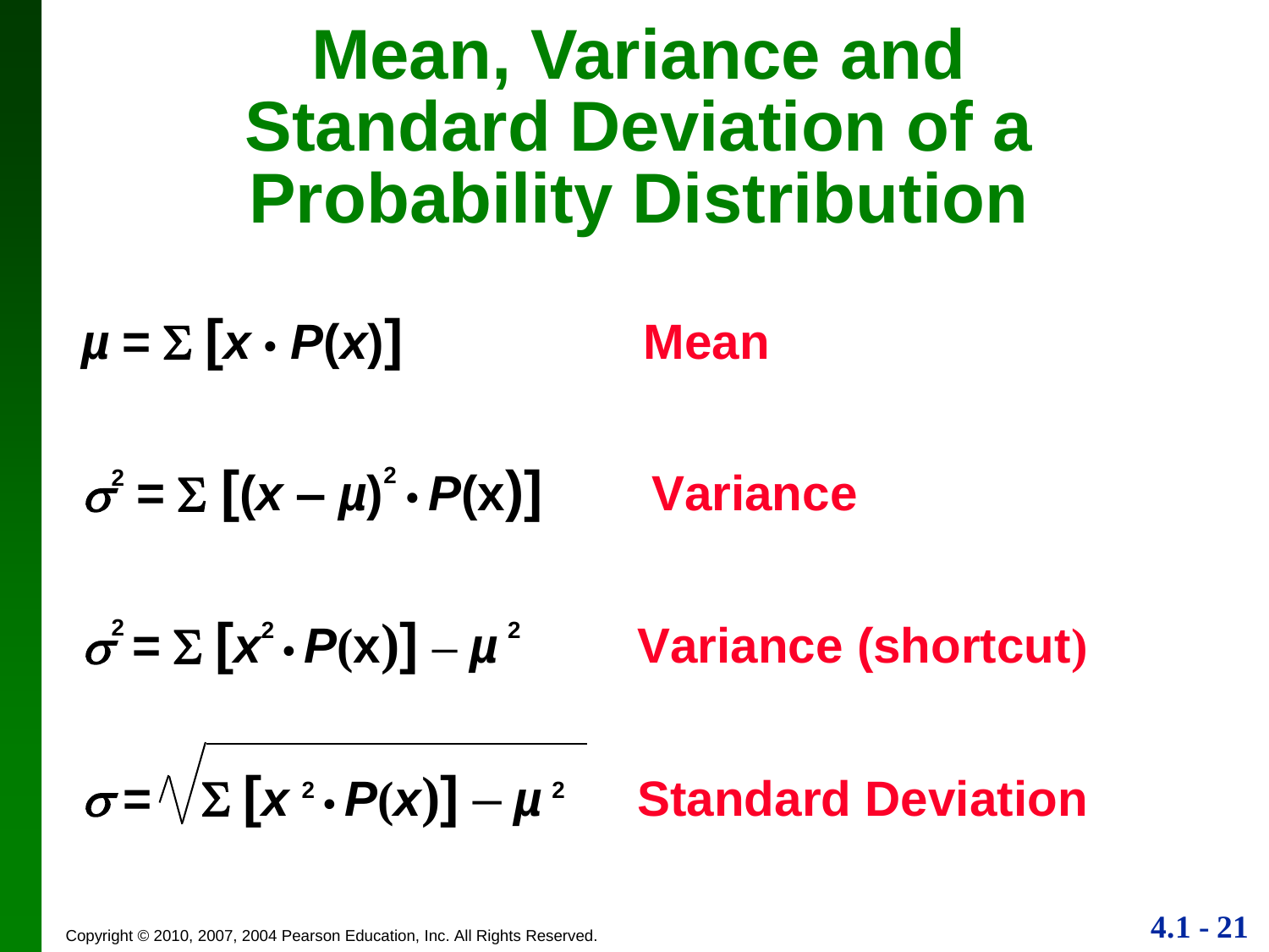# Mean, Variance and Standard Deviation of a Probability Distribution

$$\mu = \Sigma \left[ x \cdot P(x) \right]$$ **Mean**

$$\sigma^2 = \Sigma \left[ (x - \mu)^2 \cdot P(x) \right]$$ **Variance**

$$\sigma^2 = \Sigma \left[ x^2 \cdot P(x) \right] - \mu^2$$ **Variance (shortcut)**

$$\sigma = \sqrt{\Sigma \left[ x^2 \cdot P(x) \right] - \mu^2}$$ **Standard Deviation**

Copyright © 2010, 2007, 2004 Pearson Education, Inc. All Rights Reserved.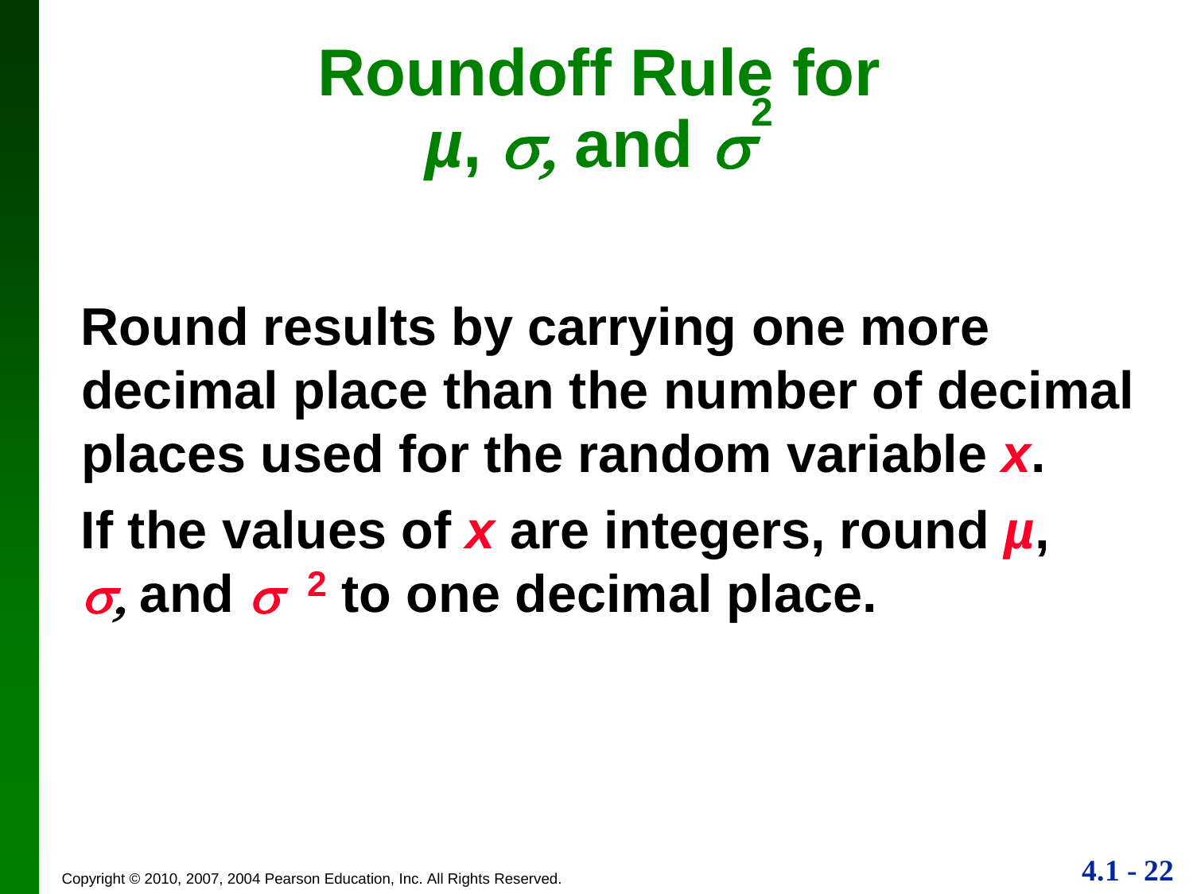# Roundoff Rule for $\mu$, $\sigma$, and $\sigma^2$

**Round results by carrying one more decimal place than the number of decimal places used for the random variable $x$.**

**If the values of $x$ are integers, round $\mu$, $\sigma$, and $\sigma^2$ to one decimal place.**

Copyright © 2010, 2007, 2004 Pearson Education, Inc. All Rights Reserved.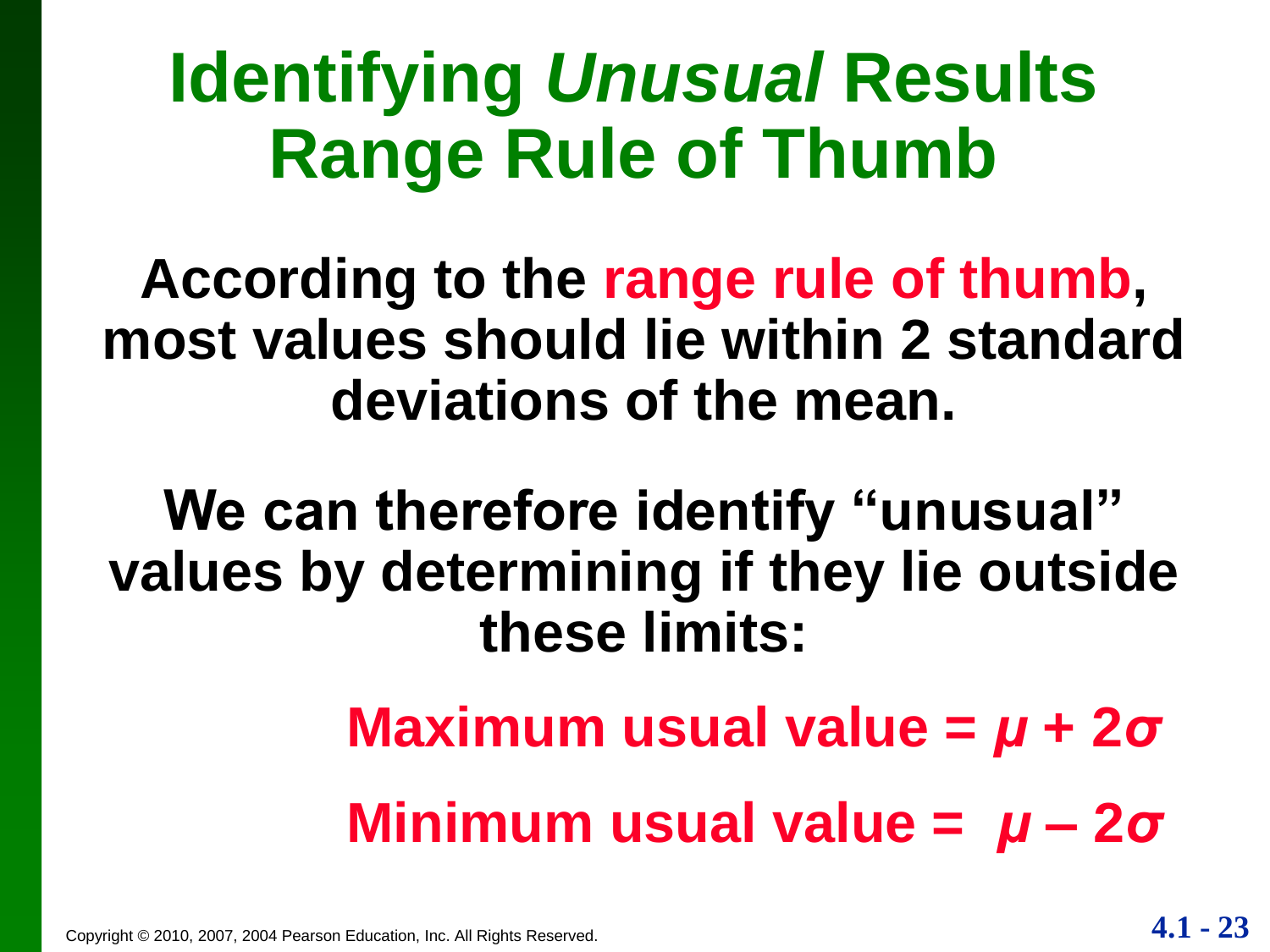# Identifying *Unusual* Results
# Range Rule of Thumb

**According to the range rule of thumb, most values should lie within 2 standard deviations of the mean.**

**We can therefore identify "unusual" values by determining if they lie outside these limits:**

**Maximum usual value = $\mu + 2\sigma$**

**Minimum usual value = $\mu - 2\sigma$**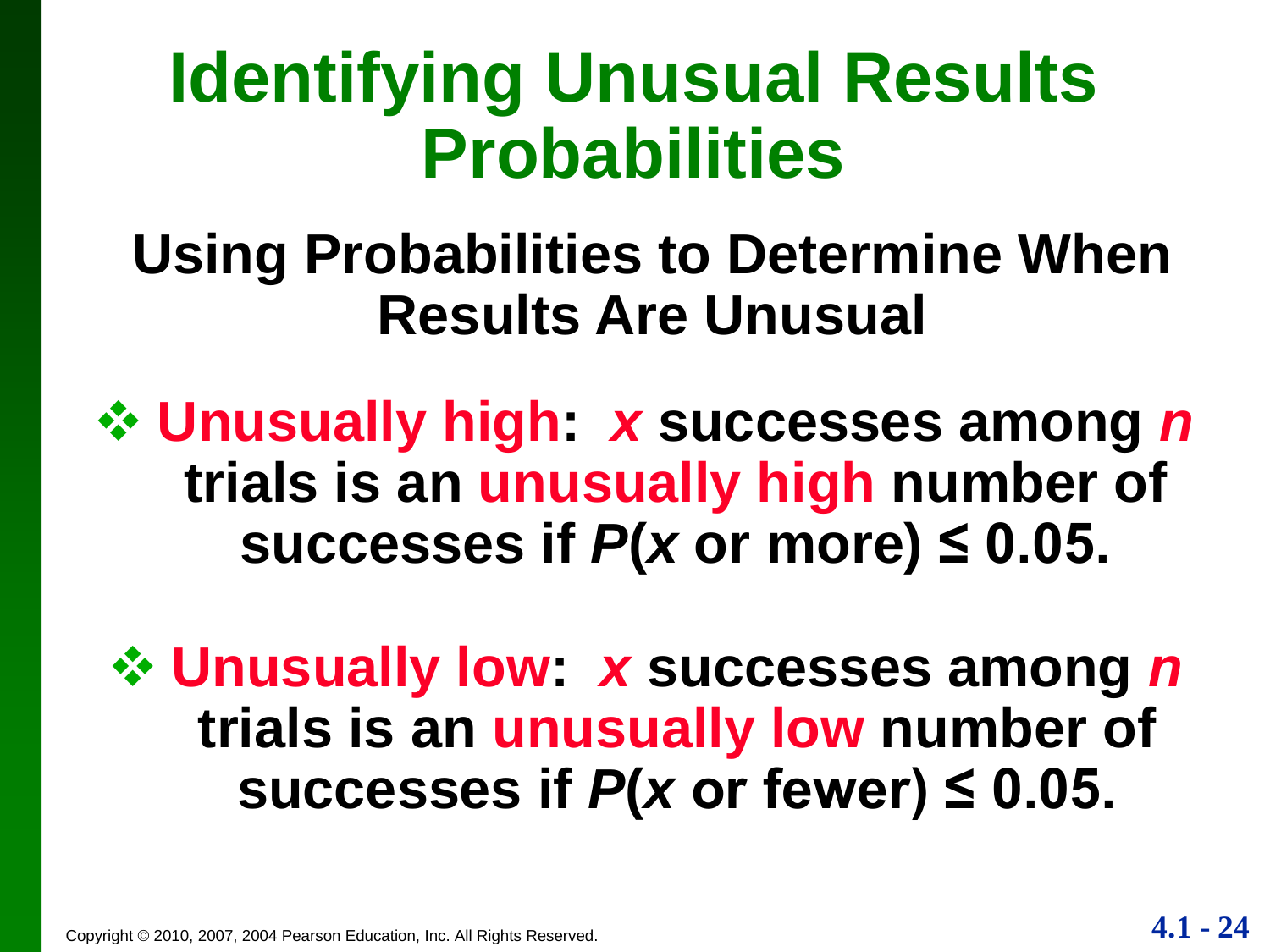# Identifying Unusual Results Probabilities

## Using Probabilities to Determine When Results Are Unusual

- **Unusually high**: $x$ successes among $n$ trials is an **unusually high** number of successes if $P(x \text{ or more}) \leq 0.05$.

- **Unusually low**: $x$ successes among $n$ trials is an **unusually low** number of successes if $P(x \text{ or fewer}) \leq 0.05$.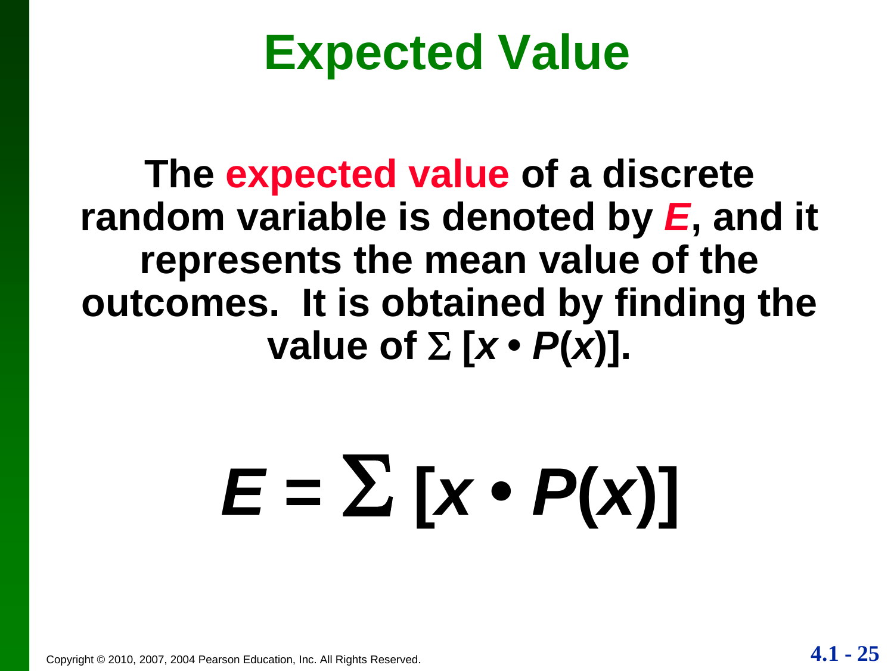# Expected Value

**The expected value of a discrete random variable is denoted by $E$, and it represents the mean value of the outcomes. It is obtained by finding the value of $\Sigma [x \cdot P(x)]$.**

$$E = \Sigma [x \cdot P(x)]$$

Copyright © 2010, 2007, 2004 Pearson Education, Inc. All Rights Reserved.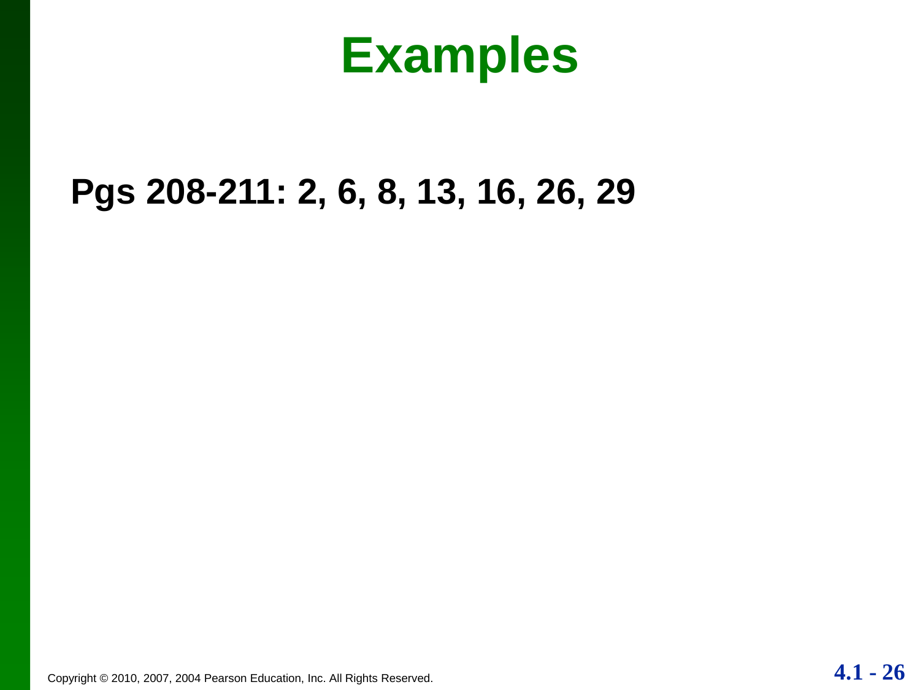# Examples

**Pgs 208-211: 2, 6, 8, 13, 16, 26, 29**